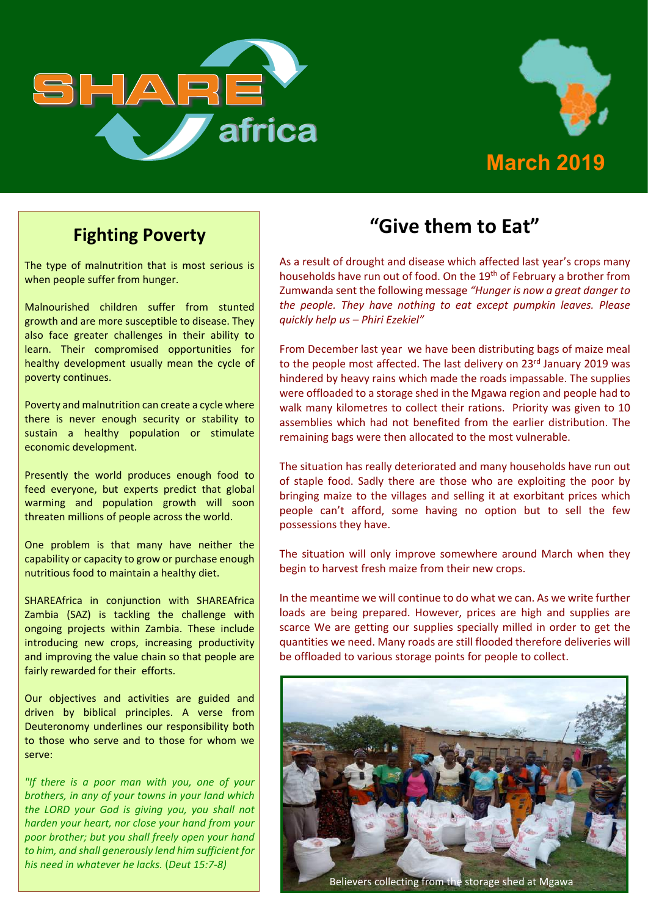# SHARE africa

March 2019

## Fighting Poverty

The type of malnutrition that is most serious is when people suffer from hunger.

Malnourished children suffer from stunted growth and are more susceptible to disease. They also face greater challenges in their ability to learn. Their compromised opportunities for healthy development usually mean the cycle of poverty continues.

Poverty and malnutrition can create a cycle where there is never enough security or stability to sustain a healthy population or stimulate economic development.

Presently the world produces enough food to feed everyone, but experts predict that global warming and population growth will soon threaten millions of people across the world.

One problem is that many have neither the capability or capacity to grow or purchase enough nutritious food to maintain a healthy diet.

SHAREAfrica in conjunction with SHAREAfrica Zambia (SAZ) is tackling the challenge with ongoing projects within Zambia. These include introducing new crops, increasing productivity and improving the value chain so that people are fairly rewarded for their efforts.

Our objectives and activities are guided and driven by biblical principles. A verse from Deuteronomy underlines our responsibility both to those who serve and to those for whom we serve:

*"If there is a poor man with you, one of your brothers, in any of your towns in your land which the LORD your God is giving you, you shall not harden your heart, nor close your hand from your poor brother; but you shall freely open your hand to him, and shall generously lend him sufficient for his need in whatever he lacks.* (*Deut 15:7-8)*

## "Give them to Eat"

As a result of drought and disease which affected last year's crops many households have run out of food. On the 19th of February a brother from Zumwanda sent the following message *"Hunger is now a great danger to the people. They have nothing to eat except pumpkin leaves. Please quickly help us – Phiri Ezekiel"*

From December last year we have been distributing bags of maize meal to the people most affected. The last delivery on 23rd January 2019 was hindered by heavy rains which made the roads impassable. The supplies were offloaded to a storage shed in the Mgawa region and people had to walk many kilometres to collect their rations. Priority was given to 10 assemblies which had not benefited from the earlier distribution. The remaining bags were then allocated to the most vulnerable.

The situation has really deteriorated and many households have run out of staple food. Sadly there are those who are exploiting the poor by bringing maize to the villages and selling it at exorbitant prices which people can't afford, some having no option but to sell the few possessions they have.

The situation will only improve somewhere around March when they begin to harvest fresh maize from their new crops.

In the meantime we will continue to do what we can. As we write further loads are being prepared. However, prices are high and supplies are scarce We are getting our supplies specially milled in order to get the quantities we need. Many roads are still flooded therefore deliveries will be offloaded to various storage points for people to collect.

Believers collecting from the storage shed at Mgawa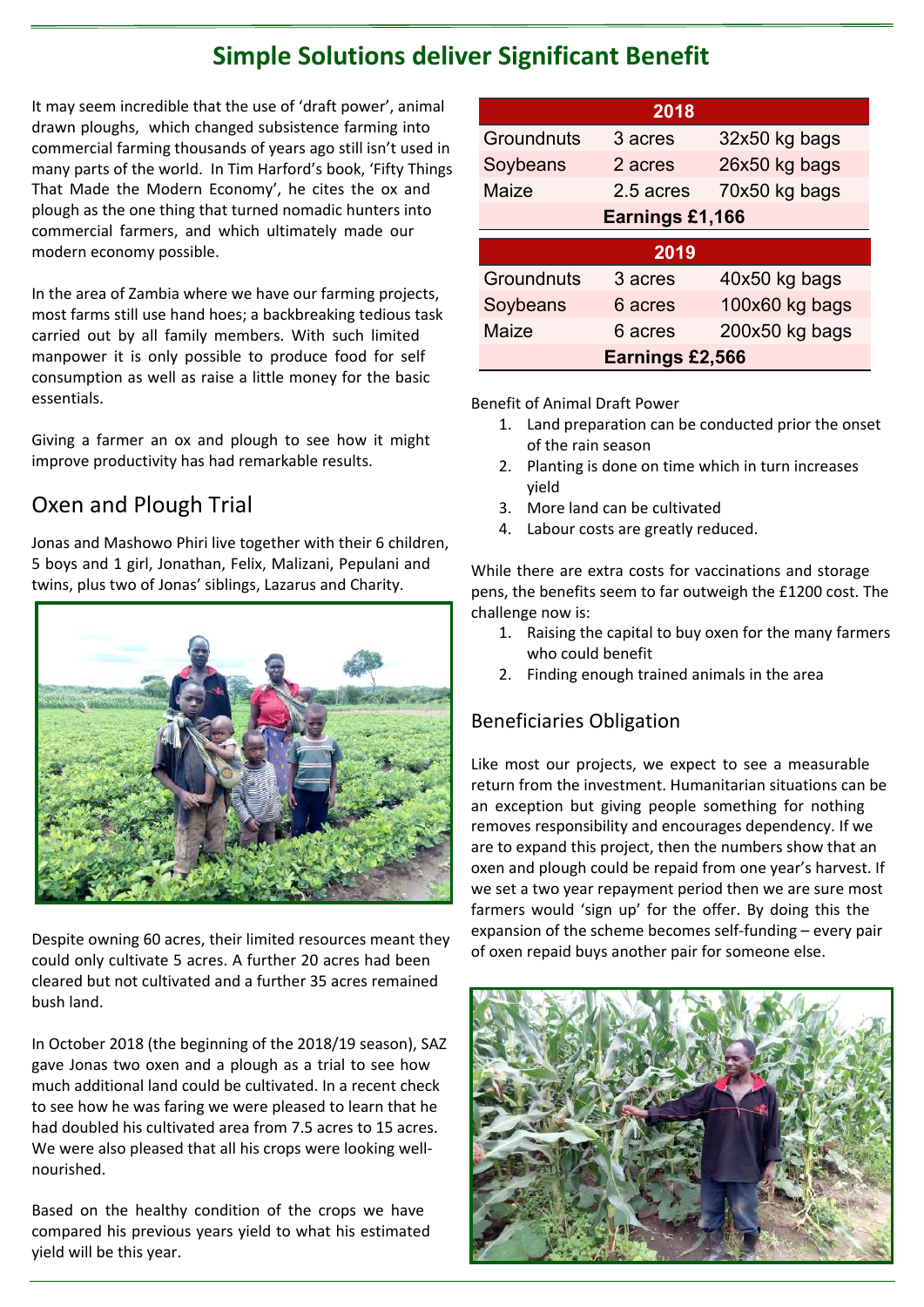# Simple Solutions deliver Significant Benefit

It may seem incredible that the use of 'draft power', animal drawn ploughs, which changed subsistence farming into commercial farming thousands of years ago still isn't used in many parts of the world. In Tim Harford's book, 'Fifty Things That Made the Modern Economy', he cites the ox and plough as the one thing that turned nomadic hunters into commercial farmers, and which ultimately made our modern economy possible.

In the area of Zambia where we have our farming projects, most farms still use hand hoes; a backbreaking tedious task carried out by all family members. With such limited manpower it is only possible to produce food for self consumption as well as raise a little money for the basic essentials.

Giving a farmer an ox and plough to see how it might improve productivity has had remarkable results.

## Oxen and Plough Trial

Jonas and Mashowo Phiri live together with their 6 children, 5 boys and 1 girl, Jonathan, Felix, Malizani, Pepulani and twins, plus two of Jonas' siblings, Lazarus and Charity.

Despite owning 60 acres, their limited resources meant they could only cultivate 5 acres. A further 20 acres had been cleared but not cultivated and a further 35 acres remained bush land.

In October 2018 (the beginning of the 2018/19 season), SAZ gave Jonas two oxen and a plough as a trial to see how much additional land could be cultivated. In a recent check to see how he was faring we were pleased to learn that he had doubled his cultivated area from 7.5 acres to 15 acres. We were also pleased that all his crops were looking well-nourished.

Based on the healthy condition of the crops we have compared his previous years yield to what his estimated yield will be this year.

| 2018 | | |
|---|---|---|
| Groundnuts | 3 acres | 32x50 kg bags |
| Soybeans | 2 acres | 26x50 kg bags |
| Maize | 2.5 acres | 70x50 kg bags |
| **Earnings £1,166** | | |
| **2019** | | |
| Groundnuts | 3 acres | 40x50 kg bags |
| Soybeans | 6 acres | 100x60 kg bags |
| Maize | 6 acres | 200x50 kg bags |
| **Earnings £2,566** | | |

Benefit of Animal Draft Power

1. Land preparation can be conducted prior the onset of the rain season
2. Planting is done on time which in turn increases yield
3. More land can be cultivated
4. Labour costs are greatly reduced.

While there are extra costs for vaccinations and storage pens, the benefits seem to far outweigh the £1200 cost. The challenge now is:

1. Raising the capital to buy oxen for the many farmers who could benefit
2. Finding enough trained animals in the area

## Beneficiaries Obligation

Like most our projects, we expect to see a measurable return from the investment. Humanitarian situations can be an exception but giving people something for nothing removes responsibility and encourages dependency. If we are to expand this project, then the numbers show that an oxen and plough could be repaid from one year's harvest. If we set a two year repayment period then we are sure most farmers would 'sign up' for the offer. By doing this the expansion of the scheme becomes self-funding – every pair of oxen repaid buys another pair for someone else.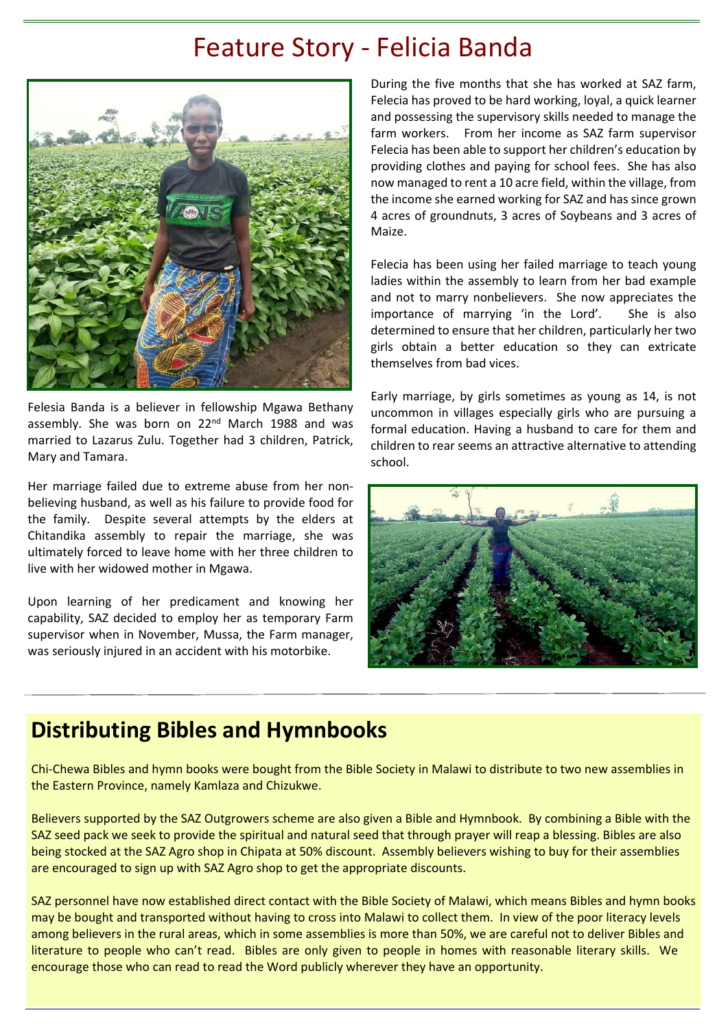# Feature Story - Felicia Banda

Felesia Banda is a believer in fellowship Mgawa Bethany assembly. She was born on 22nd March 1988 and was married to Lazarus Zulu. Together had 3 children, Patrick, Mary and Tamara.

Her marriage failed due to extreme abuse from her non-believing husband, as well as his failure to provide food for the family. Despite several attempts by the elders at Chitandika assembly to repair the marriage, she was ultimately forced to leave home with her three children to live with her widowed mother in Mgawa.

Upon learning of her predicament and knowing her capability, SAZ decided to employ her as temporary Farm supervisor when in November, Mussa, the Farm manager, was seriously injured in an accident with his motorbike.

During the five months that she has worked at SAZ farm, Felecia has proved to be hard working, loyal, a quick learner and possessing the supervisory skills needed to manage the farm workers. From her income as SAZ farm supervisor Felecia has been able to support her children's education by providing clothes and paying for school fees. She has also now managed to rent a 10 acre field, within the village, from the income she earned working for SAZ and has since grown 4 acres of groundnuts, 3 acres of Soybeans and 3 acres of Maize.

Felecia has been using her failed marriage to teach young ladies within the assembly to learn from her bad example and not to marry nonbelievers. She now appreciates the importance of marrying 'in the Lord'. She is also determined to ensure that her children, particularly her two girls obtain a better education so they can extricate themselves from bad vices.

Early marriage, by girls sometimes as young as 14, is not uncommon in villages especially girls who are pursuing a formal education. Having a husband to care for them and children to rear seems an attractive alternative to attending school.

## Distributing Bibles and Hymnbooks

Chi-Chewa Bibles and hymn books were bought from the Bible Society in Malawi to distribute to two new assemblies in the Eastern Province, namely Kamlaza and Chizukwe.

Believers supported by the SAZ Outgrowers scheme are also given a Bible and Hymnbook. By combining a Bible with the SAZ seed pack we seek to provide the spiritual and natural seed that through prayer will reap a blessing. Bibles are also being stocked at the SAZ Agro shop in Chipata at 50% discount. Assembly believers wishing to buy for their assemblies are encouraged to sign up with SAZ Agro shop to get the appropriate discounts.

SAZ personnel have now established direct contact with the Bible Society of Malawi, which means Bibles and hymn books may be bought and transported without having to cross into Malawi to collect them. In view of the poor literacy levels among believers in the rural areas, which in some assemblies is more than 50%, we are careful not to deliver Bibles and literature to people who can't read. Bibles are only given to people in homes with reasonable literary skills. We encourage those who can read to read the Word publicly wherever they have an opportunity.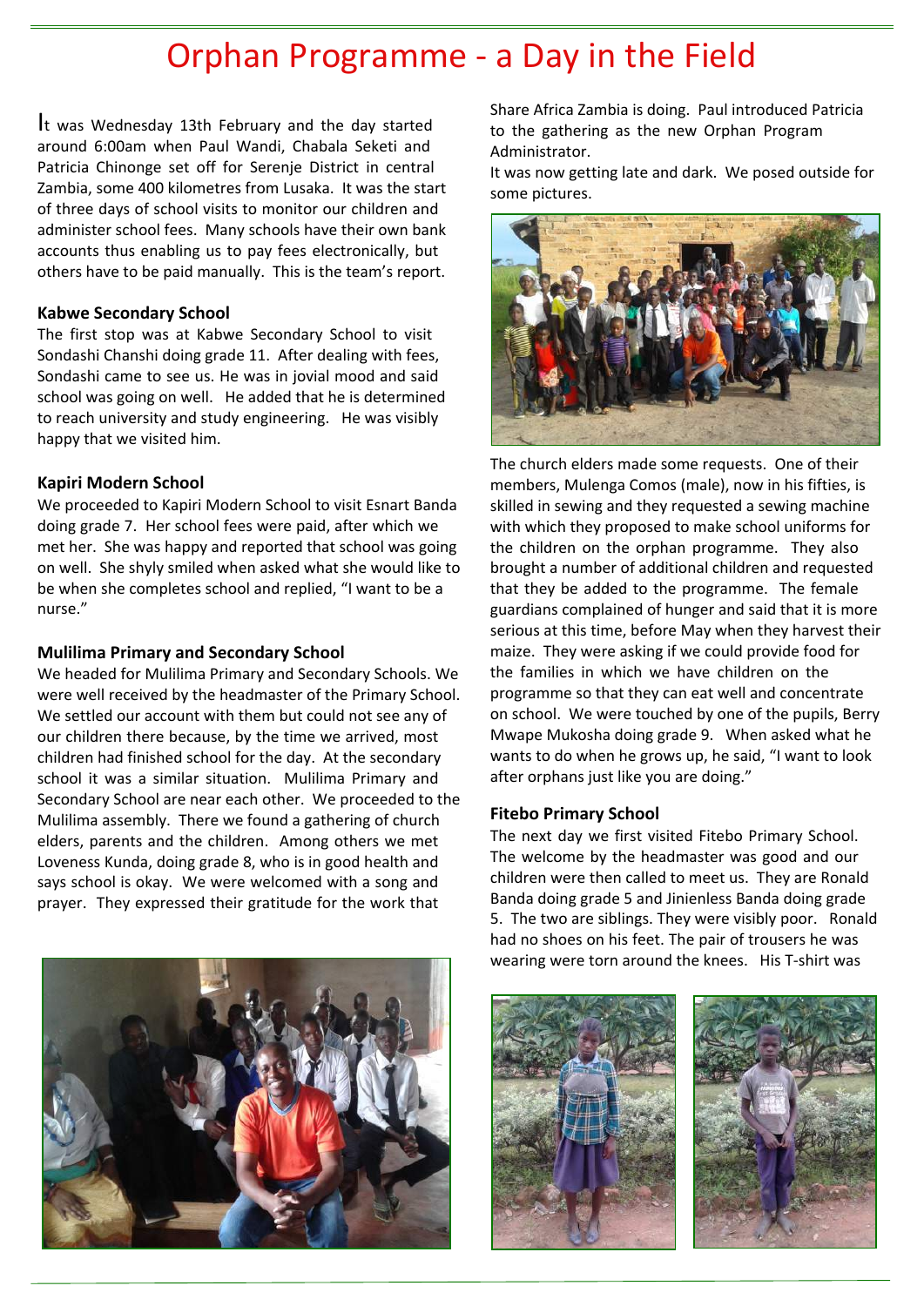# Orphan Programme - a Day in the Field

It was Wednesday 13th February and the day started around 6:00am when Paul Wandi, Chabala Seketi and Patricia Chinonge set off for Serenje District in central Zambia, some 400 kilometres from Lusaka. It was the start of three days of school visits to monitor our children and administer school fees. Many schools have their own bank accounts thus enabling us to pay fees electronically, but others have to be paid manually. This is the team's report.

### Kabwe Secondary School

The first stop was at Kabwe Secondary School to visit Sondashi Chanshi doing grade 11. After dealing with fees, Sondashi came to see us. He was in jovial mood and said school was going on well. He added that he is determined to reach university and study engineering. He was visibly happy that we visited him.

### Kapiri Modern School

We proceeded to Kapiri Modern School to visit Esnart Banda doing grade 7. Her school fees were paid, after which we met her. She was happy and reported that school was going on well. She shyly smiled when asked what she would like to be when she completes school and replied, "I want to be a nurse."

### Mulilima Primary and Secondary School

We headed for Mulilima Primary and Secondary Schools. We were well received by the headmaster of the Primary School. We settled our account with them but could not see any of our children there because, by the time we arrived, most children had finished school for the day. At the secondary school it was a similar situation. Mulilima Primary and Secondary School are near each other. We proceeded to the Mulilima assembly. There we found a gathering of church elders, parents and the children. Among others we met Loveness Kunda, doing grade 8, who is in good health and says school is okay. We were welcomed with a song and prayer. They expressed their gratitude for the work that Share Africa Zambia is doing. Paul introduced Patricia to the gathering as the new Orphan Program Administrator.

It was now getting late and dark. We posed outside for some pictures.

The church elders made some requests. One of their members, Mulenga Comos (male), now in his fifties, is skilled in sewing and they requested a sewing machine with which they proposed to make school uniforms for the children on the orphan programme. They also brought a number of additional children and requested that they be added to the programme. The female guardians complained of hunger and said that it is more serious at this time, before May when they harvest their maize. They were asking if we could provide food for the families in which we have children on the programme so that they can eat well and concentrate on school. We were touched by one of the pupils, Berry Mwape Mukosha doing grade 9. When asked what he wants to do when he grows up, he said, "I want to look after orphans just like you are doing."

### Fitebo Primary School

The next day we first visited Fitebo Primary School. The welcome by the headmaster was good and our children were then called to meet us. They are Ronald Banda doing grade 5 and Jinienless Banda doing grade 5. The two are siblings. They were visibly poor. Ronald had no shoes on his feet. The pair of trousers he was wearing were torn around the knees. His T-shirt was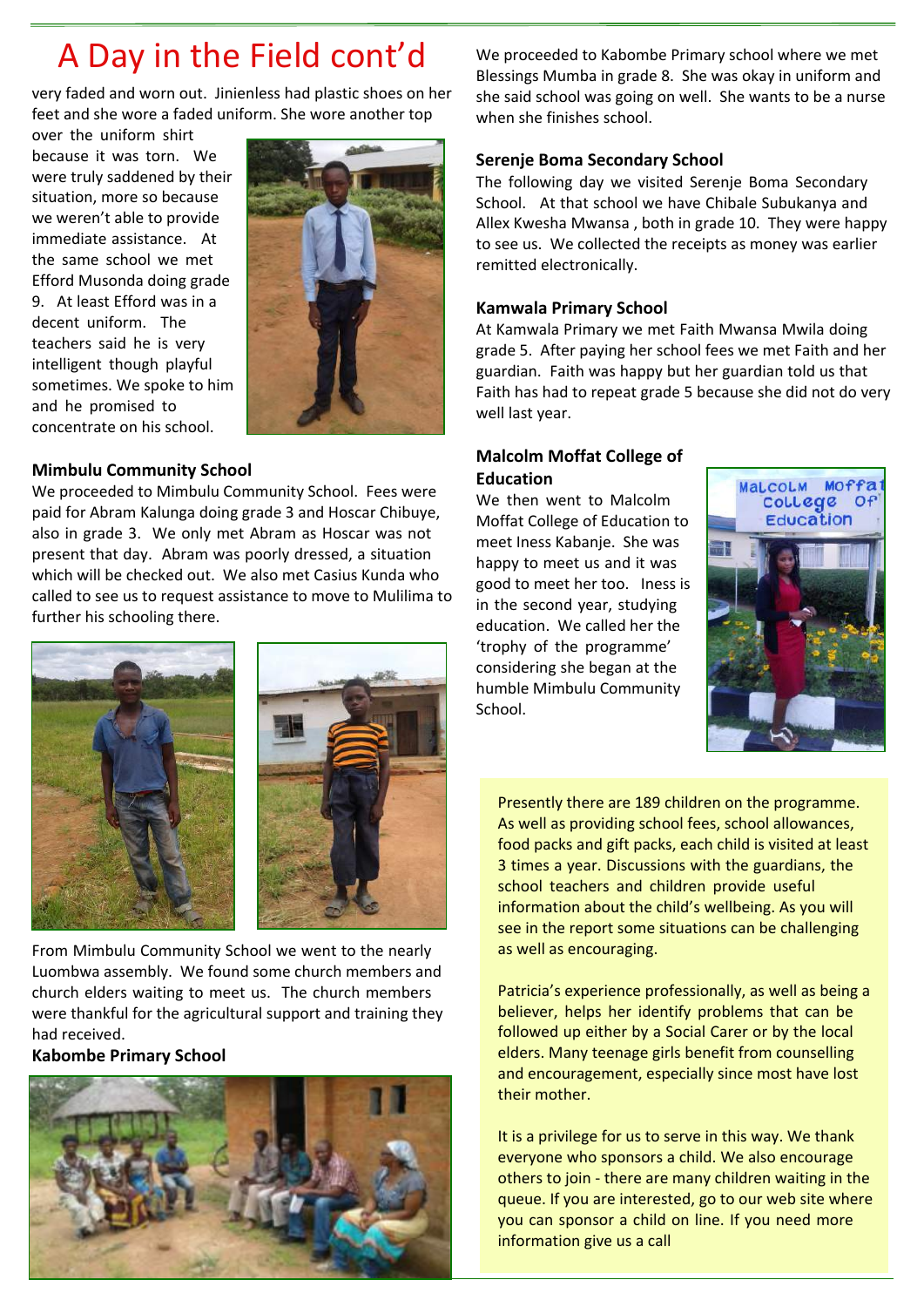# A Day in the Field cont'd

very faded and worn out. Jinienless had plastic shoes on her feet and she wore a faded uniform. She wore another top over the uniform shirt because it was torn. We were truly saddened by their situation, more so because we weren't able to provide immediate assistance. At the same school we met Efford Musonda doing grade 9. At least Efford was in a decent uniform. The teachers said he is very intelligent though playful sometimes. We spoke to him and he promised to concentrate on his school.

**Mimbulu Community School**

We proceeded to Mimbulu Community School. Fees were paid for Abram Kalunga doing grade 3 and Hoscar Chibuye, also in grade 3. We only met Abram as Hoscar was not present that day. Abram was poorly dressed, a situation which will be checked out. We also met Casius Kunda who called to see us to request assistance to move to Mulilima to further his schooling there.

From Mimbulu Community School we went to the nearly Luombwa assembly. We found some church members and church elders waiting to meet us. The church members were thankful for the agricultural support and training they had received.

**Kabombe Primary School**

We proceeded to Kabombe Primary school where we met Blessings Mumba in grade 8. She was okay in uniform and she said school was going on well. She wants to be a nurse when she finishes school.

**Serenje Boma Secondary School**

The following day we visited Serenje Boma Secondary School. At that school we have Chibale Subukanya and Allex Kwesha Mwansa , both in grade 10. They were happy to see us. We collected the receipts as money was earlier remitted electronically.

**Kamwala Primary School**

At Kamwala Primary we met Faith Mwansa Mwila doing grade 5. After paying her school fees we met Faith and her guardian. Faith was happy but her guardian told us that Faith has had to repeat grade 5 because she did not do very well last year.

**Malcolm Moffat College of Education**

We then went to Malcolm Moffat College of Education to meet Iness Kabanje. She was happy to meet us and it was good to meet her too. Iness is in the second year, studying education. We called her the 'trophy of the programme' considering she began at the humble Mimbulu Community School.

Presently there are 189 children on the programme. As well as providing school fees, school allowances, food packs and gift packs, each child is visited at least 3 times a year. Discussions with the guardians, the school teachers and children provide useful information about the child's wellbeing. As you will see in the report some situations can be challenging as well as encouraging.

Patricia's experience professionally, as well as being a believer, helps her identify problems that can be followed up either by a Social Carer or by the local elders. Many teenage girls benefit from counselling and encouragement, especially since most have lost their mother.

It is a privilege for us to serve in this way. We thank everyone who sponsors a child. We also encourage others to join - there are many children waiting in the queue. If you are interested, go to our web site where you can sponsor a child on line. If you need more information give us a call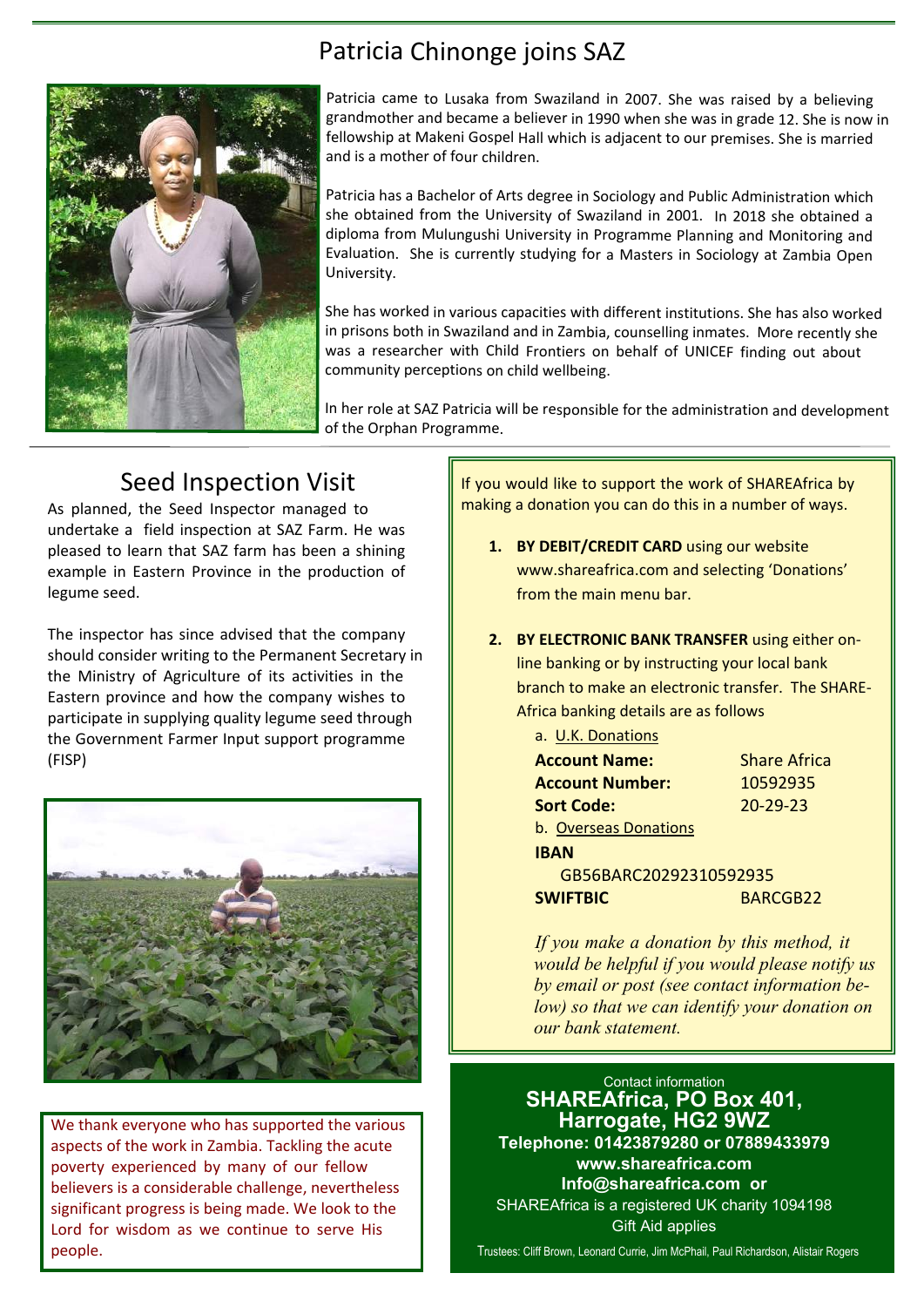# Patricia Chinonge joins SAZ

Patricia came to Lusaka from Swaziland in 2007. She was raised by a believing grandmother and became a believer in 1990 when she was in grade 12. She is now in fellowship at Makeni Gospel Hall which is adjacent to our premises. She is married and is a mother of four children.

Patricia has a Bachelor of Arts degree in Sociology and Public Administration which she obtained from the University of Swaziland in 2001. In 2018 she obtained a diploma from Mulungushi University in Programme Planning and Monitoring and Evaluation. She is currently studying for a Masters in Sociology at Zambia Open University.

She has worked in various capacities with different institutions. She has also worked in prisons both in Swaziland and in Zambia, counselling inmates. More recently she was a researcher with Child Frontiers on behalf of UNICEF finding out about community perceptions on child wellbeing.

In her role at SAZ Patricia will be responsible for the administration and development of the Orphan Programme.

## Seed Inspection Visit

As planned, the Seed Inspector managed to undertake a field inspection at SAZ Farm. He was pleased to learn that SAZ farm has been a shining example in Eastern Province in the production of legume seed.

The inspector has since advised that the company should consider writing to the Permanent Secretary in the Ministry of Agriculture of its activities in the Eastern province and how the company wishes to participate in supplying quality legume seed through the Government Farmer Input support programme (FISP)

We thank everyone who has supported the various aspects of the work in Zambia. Tackling the acute poverty experienced by many of our fellow believers is a considerable challenge, nevertheless significant progress is being made. We look to the Lord for wisdom as we continue to serve His people.

If you would like to support the work of SHAREAfrica by making a donation you can do this in a number of ways.

1. **BY DEBIT/CREDIT CARD** using our website www.shareafrica.com and selecting 'Donations' from the main menu bar.
2. **BY ELECTRONIC BANK TRANSFER** using either on-line banking or by instructing your local bank branch to make an electronic transfer. The SHARE-Africa banking details are as follows

   a. U.K. Donations

   **Account Name:** Share Africa
   **Account Number:** 10592935
   **Sort Code:** 20-29-23

   b. Overseas Donations

   **IBAN** GB56BARC20292310592935
   **SWIFTBIC** BARCGB22

*If you make a donation by this method, it would be helpful if you would please notify us by email or post (see contact information below) so that we can identify your donation on our bank statement.*

Contact information
**SHAREAfrica, PO Box 401, Harrogate, HG2 9WZ**
**Telephone: 01423879280 or 07889433979**
**www.shareafrica.com**
**Info@shareafrica.com or**
SHAREAfrica is a registered UK charity 1094198
Gift Aid applies

Trustees: Cliff Brown, Leonard Currie, Jim McPhail, Paul Richardson, Alistair Rogers